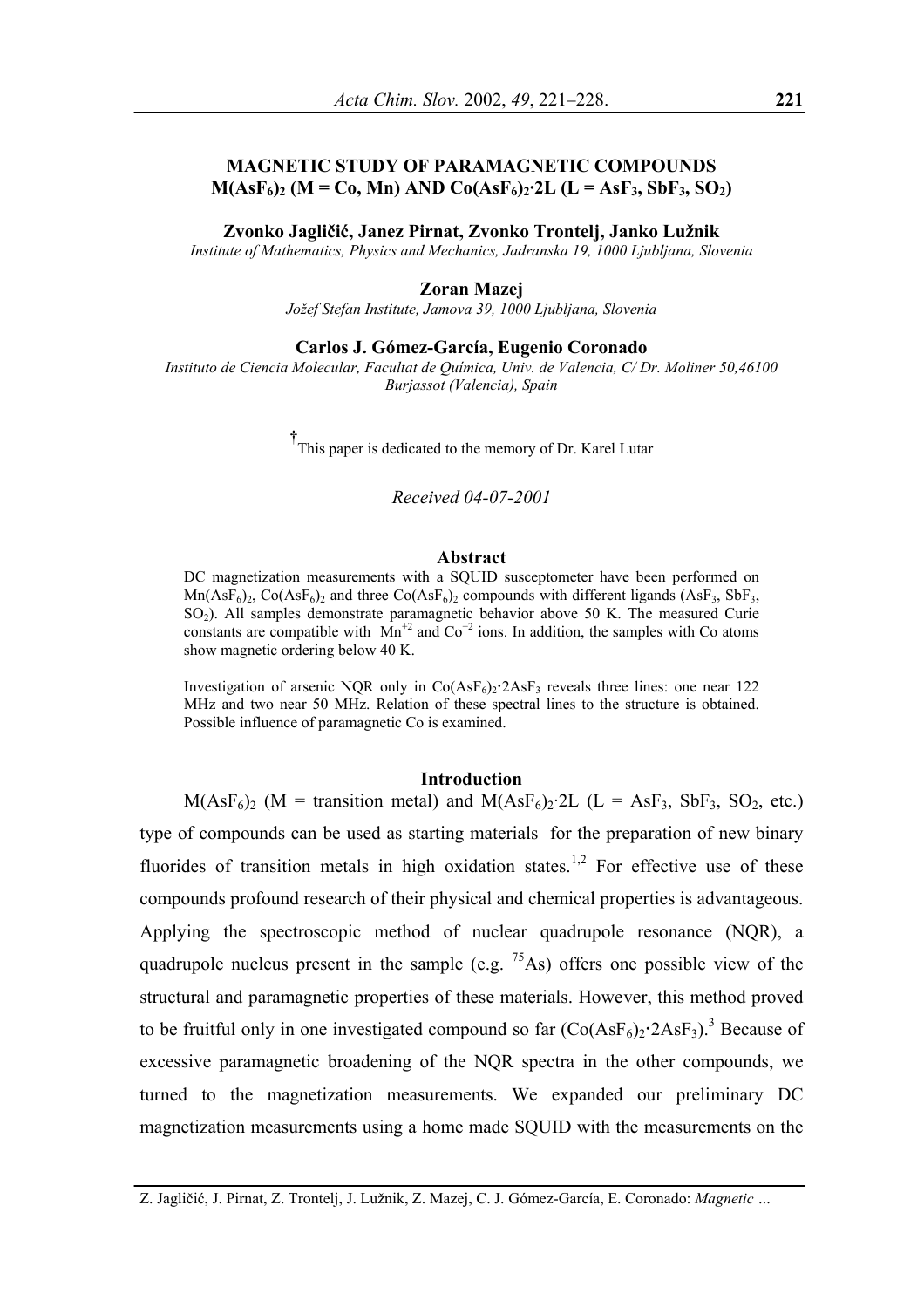# MAGNETIC STUDY OF PARAMAGNETIC COMPOUNDS $M(AsF_6)_2$ (M = Co, Mn) AND $Co(AsF_6)_2{\cdot}2L$ (L = $AsF_3$, $SbF_3$, $SO_2$)

**Zvonko Jagličić, Janez Pirnat, Zvonko Trontelj, Janko Lužnik**

*Institute of Mathematics, Physics and Mechanics, Jadranska 19, 1000 Ljubljana, Slovenia*

**Zoran Mazej**

*Jožef Stefan Institute, Jamova 39, 1000 Ljubljana, Slovenia*

**Carlos J. Gómez-García, Eugenio Coronado**

*Instituto de Ciencia Molecular, Facultat de Química, Univ. de Valencia, C/ Dr. Moliner 50,46100 Burjassot (Valencia), Spain*

†This paper is dedicated to the memory of Dr. Karel Lutar

*Received 04-07-2001*

## Abstract

DC magnetization measurements with a SQUID susceptometer have been performed on $Mn(AsF_6)_2$, $Co(AsF_6)_2$ and three $Co(AsF_6)_2$ compounds with different ligands ($AsF_3$, $SbF_3$, $SO_2$). All samples demonstrate paramagnetic behavior above 50 K. The measured Curie constants are compatible with $Mn^{+2}$ and $Co^{+2}$ ions. In addition, the samples with Co atoms show magnetic ordering below 40 K.

Investigation of arsenic NQR only in $Co(AsF_6)_2{\cdot}2AsF_3$ reveals three lines: one near 122 MHz and two near 50 MHz. Relation of these spectral lines to the structure is obtained. Possible influence of paramagnetic Co is examined.

## Introduction

$M(AsF_6)_2$ (M = transition metal) and $M(AsF_6)_2{\cdot}2L$ (L = $AsF_3$, $SbF_3$, $SO_2$, etc.) type of compounds can be used as starting materials for the preparation of new binary fluorides of transition metals in high oxidation states.[1,2] For effective use of these compounds profound research of their physical and chemical properties is advantageous. Applying the spectroscopic method of nuclear quadrupole resonance (NQR), a quadrupole nucleus present in the sample (e.g. $^{75}As$) offers one possible view of the structural and paramagnetic properties of these materials. However, this method proved to be fruitful only in one investigated compound so far ($Co(AsF_6)_2{\cdot}2AsF_3$).[3] Because of excessive paramagnetic broadening of the NQR spectra in the other compounds, we turned to the magnetization measurements. We expanded our preliminary DC magnetization measurements using a home made SQUID with the measurements on the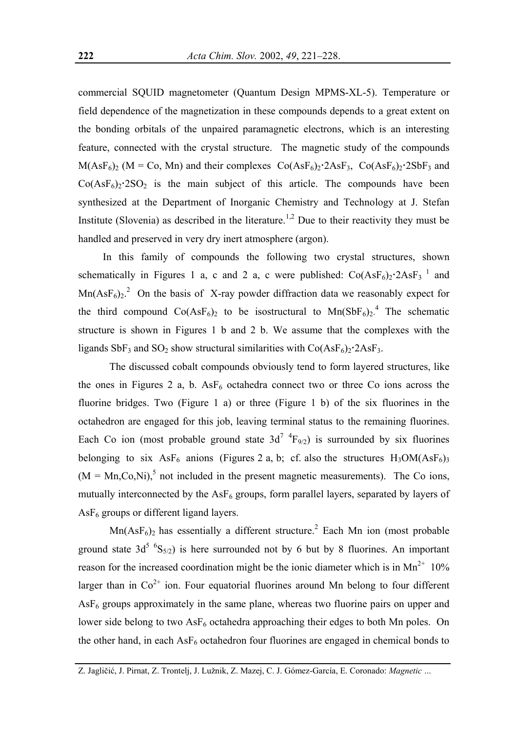commercial SQUID magnetometer (Quantum Design MPMS-XL-5). Temperature or field dependence of the magnetization in these compounds depends to a great extent on the bonding orbitals of the unpaired paramagnetic electrons, which is an interesting feature, connected with the crystal structure. The magnetic study of the compounds $M(AsF_6)_2$ (M = Co, Mn) and their complexes $Co(AsF_6)_2{\cdot}2AsF_3$, $Co(AsF_6)_2{\cdot}2SbF_3$ and $Co(AsF_6)_2{\cdot}2SO_2$ is the main subject of this article. The compounds have been synthesized at the Department of Inorganic Chemistry and Technology at J. Stefan Institute (Slovenia) as described in the literature.[1,2] Due to their reactivity they must be handled and preserved in very dry inert atmosphere (argon).

In this family of compounds the following two crystal structures, shown schematically in Figures 1 a, c and 2 a, c were published: $Co(AsF_6)_2{\cdot}2AsF_3$ [1] and $Mn(AsF_6)_2$.[2] On the basis of X-ray powder diffraction data we reasonably expect for the third compound $Co(AsF_6)_2$ to be isostructural to $Mn(SbF_6)_2$.[4] The schematic structure is shown in Figures 1 b and 2 b. We assume that the complexes with the ligands $SbF_3$ and $SO_2$ show structural similarities with $Co(AsF_6)_2{\cdot}2AsF_3$.

The discussed cobalt compounds obviously tend to form layered structures, like the ones in Figures 2 a, b. $AsF_6$ octahedra connect two or three Co ions across the fluorine bridges. Two (Figure 1 a) or three (Figure 1 b) of the six fluorines in the octahedron are engaged for this job, leaving terminal status to the remaining fluorines. Each Co ion (most probable ground state $3d^7\ {}^4F_{9/2}$) is surrounded by six fluorines belonging to six $AsF_6$ anions (Figures 2 a, b; cf. also the structures $H_3OM(AsF_6)_3$ (M = Mn,Co,Ni),[5] not included in the present magnetic measurements). The Co ions, mutually interconnected by the $AsF_6$ groups, form parallel layers, separated by layers of $AsF_6$ groups or different ligand layers.

$Mn(AsF_6)_2$ has essentially a different structure.[2] Each Mn ion (most probable ground state $3d^5\ {}^6S_{5/2}$) is here surrounded not by 6 but by 8 fluorines. An important reason for the increased coordination might be the ionic diameter which is in $Mn^{2+}$ 10% larger than in $Co^{2+}$ ion. Four equatorial fluorines around Mn belong to four different $AsF_6$ groups approximately in the same plane, whereas two fluorine pairs on upper and lower side belong to two $AsF_6$ octahedra approaching their edges to both Mn poles. On the other hand, in each $AsF_6$ octahedron four fluorines are engaged in chemical bonds to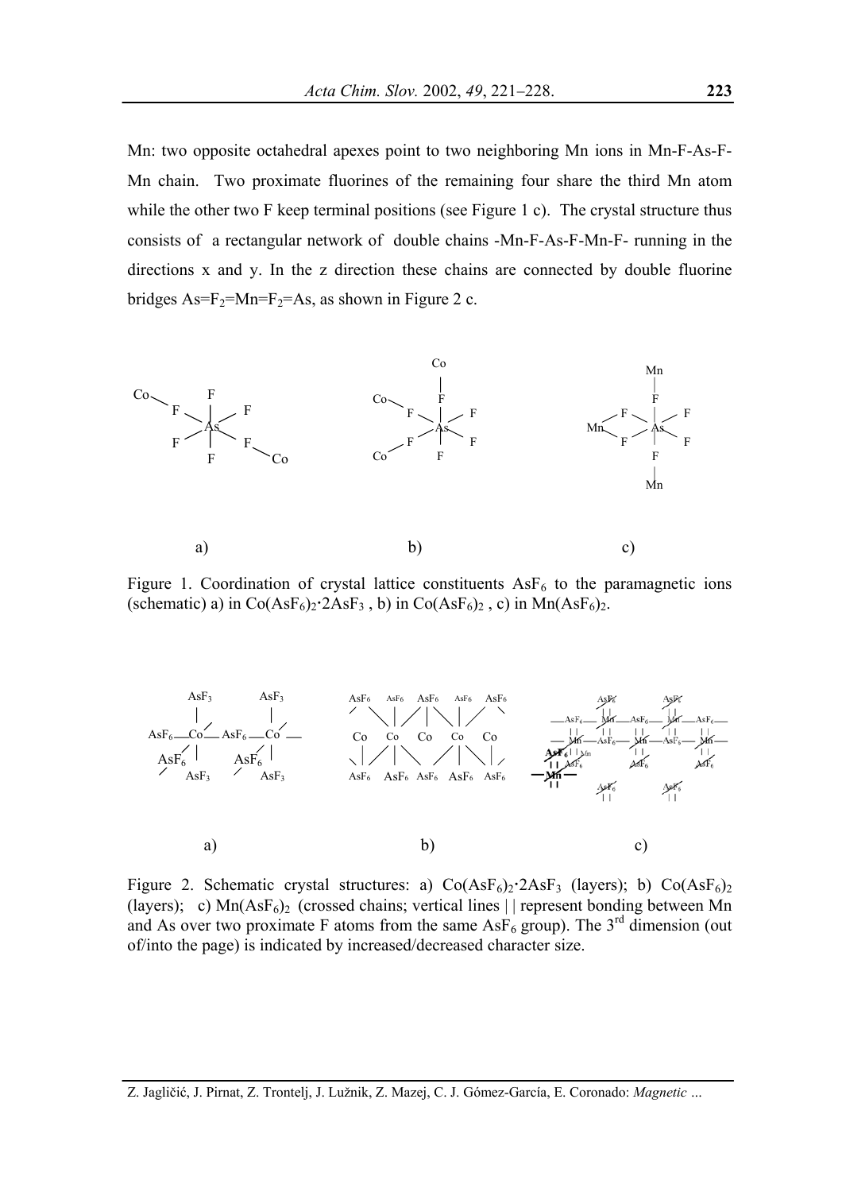Mn: two opposite octahedral apexes point to two neighboring Mn ions in Mn-F-As-F-Mn chain. Two proximate fluorines of the remaining four share the third Mn atom while the other two F keep terminal positions (see Figure 1 c). The crystal structure thus consists of a rectangular network of double chains -Mn-F-As-F-Mn-F- running in the directions x and y. In the z direction these chains are connected by double fluorine bridges As=$F_2$=Mn=$F_2$=As, as shown in Figure 2 c.

Figure 1. Coordination of crystal lattice constituents $AsF_6$ to the paramagnetic ions (schematic) a) in $Co(AsF_6)_2 \cdot 2AsF_3$ , b) in $Co(AsF_6)_2$ , c) in $Mn(AsF_6)_2$.

Figure 2. Schematic crystal structures: a) $Co(AsF_6)_2 \cdot 2AsF_3$ (layers); b) $Co(AsF_6)_2$ (layers); c) $Mn(AsF_6)_2$ (crossed chains; vertical lines | | represent bonding between Mn and As over two proximate F atoms from the same $AsF_6$ group). The 3rd dimension (out of/into the page) is indicated by increased/decreased character size.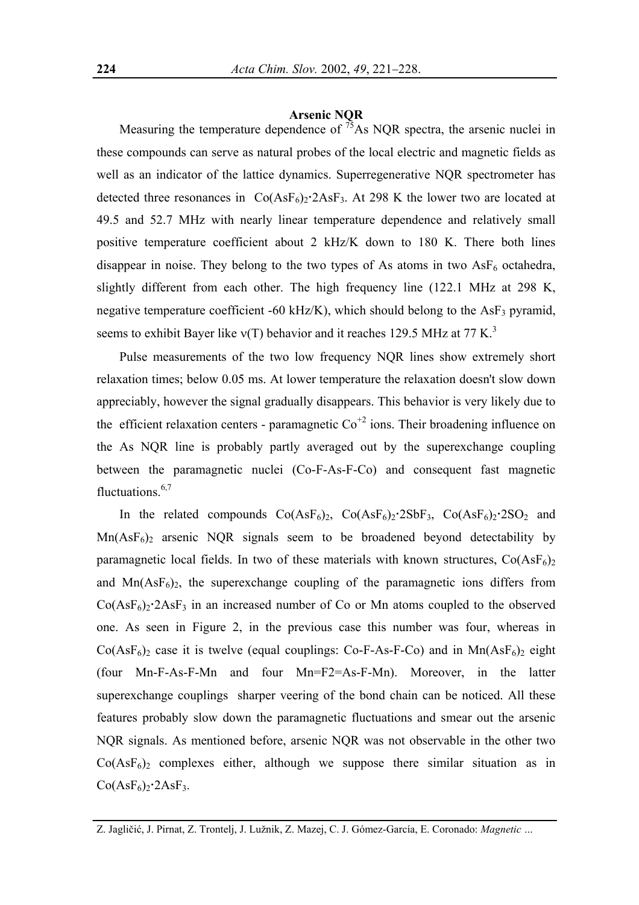### Arsenic NQR

Measuring the temperature dependence of $^{75}$As NQR spectra, the arsenic nuclei in these compounds can serve as natural probes of the local electric and magnetic fields as well as an indicator of the lattice dynamics. Superregenerative NQR spectrometer has detected three resonances in $Co(AsF_6)_2{\cdot}2AsF_3$. At 298 K the lower two are located at 49.5 and 52.7 MHz with nearly linear temperature dependence and relatively small positive temperature coefficient about 2 kHz/K down to 180 K. There both lines disappear in noise. They belong to the two types of As atoms in two $AsF_6$ octahedra, slightly different from each other. The high frequency line (122.1 MHz at 298 K, negative temperature coefficient -60 kHz/K), which should belong to the $AsF_3$ pyramid, seems to exhibit Bayer like ν(T) behavior and it reaches 129.5 MHz at 77 K.[3]

Pulse measurements of the two low frequency NQR lines show extremely short relaxation times; below 0.05 ms. At lower temperature the relaxation doesn't slow down appreciably, however the signal gradually disappears. This behavior is very likely due to the efficient relaxation centers - paramagnetic $Co^{+2}$ ions. Their broadening influence on the As NQR line is probably partly averaged out by the superexchange coupling between the paramagnetic nuclei (Co-F-As-F-Co) and consequent fast magnetic fluctuations.[6,7]

In the related compounds $Co(AsF_6)_2$, $Co(AsF_6)_2{\cdot}2SbF_3$, $Co(AsF_6)_2{\cdot}2SO_2$ and $Mn(AsF_6)_2$ arsenic NQR signals seem to be broadened beyond detectability by paramagnetic local fields. In two of these materials with known structures, $Co(AsF_6)_2$ and $Mn(AsF_6)_2$, the superexchange coupling of the paramagnetic ions differs from $Co(AsF_6)_2{\cdot}2AsF_3$ in an increased number of Co or Mn atoms coupled to the observed one. As seen in Figure 2, in the previous case this number was four, whereas in $Co(AsF_6)_2$ case it is twelve (equal couplings: Co-F-As-F-Co) and in $Mn(AsF_6)_2$ eight (four Mn-F-As-F-Mn and four Mn=F2=As-F-Mn). Moreover, in the latter superexchange couplings sharper veering of the bond chain can be noticed. All these features probably slow down the paramagnetic fluctuations and smear out the arsenic NQR signals. As mentioned before, arsenic NQR was not observable in the other two $Co(AsF_6)_2$ complexes either, although we suppose there similar situation as in $Co(AsF_6)_2{\cdot}2AsF_3$.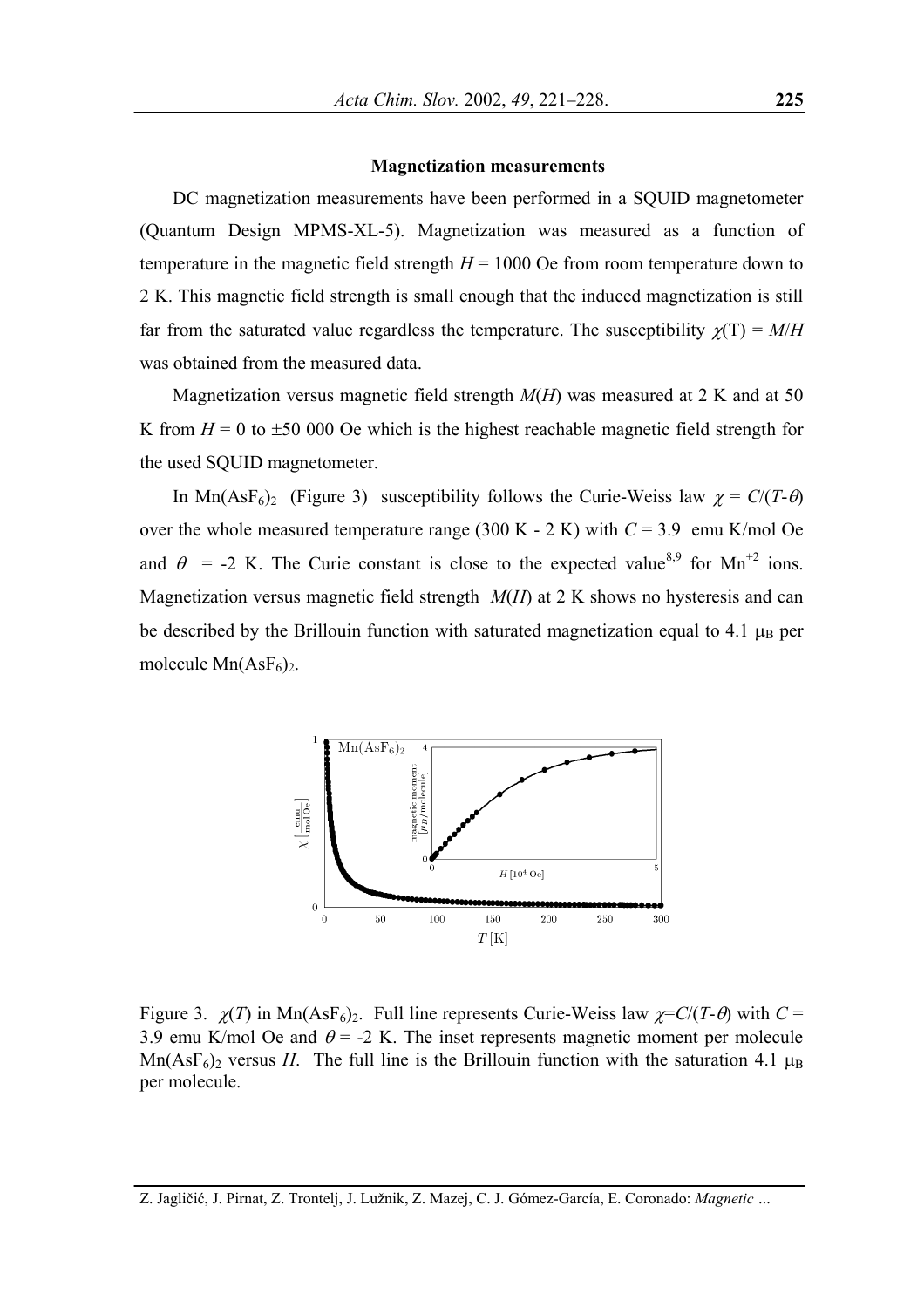**Magnetization measurements**

DC magnetization measurements have been performed in a SQUID magnetometer (Quantum Design MPMS-XL-5). Magnetization was measured as a function of temperature in the magnetic field strength $H$ = 1000 Oe from room temperature down to 2 K. This magnetic field strength is small enough that the induced magnetization is still far from the saturated value regardless the temperature. The susceptibility $\chi(T) = M/H$ was obtained from the measured data.

Magnetization versus magnetic field strength $M(H)$ was measured at 2 K and at 50 K from $H$ = 0 to ±50 000 Oe which is the highest reachable magnetic field strength for the used SQUID magnetometer.

In $Mn(AsF_6)_2$ (Figure 3) susceptibility follows the Curie-Weiss law $\chi = C/(T-\theta)$ over the whole measured temperature range (300 K - 2 K) with $C$ = 3.9 emu K/mol Oe and $\theta$ = -2 K. The Curie constant is close to the expected value[8,9] for $Mn^{+2}$ ions. Magnetization versus magnetic field strength $M(H)$ at 2 K shows no hysteresis and can be described by the Brillouin function with saturated magnetization equal to 4.1 $\mu_B$ per molecule $Mn(AsF_6)_2$.

Figure 3. $\chi(T)$ in $Mn(AsF_6)_2$. Full line represents Curie-Weiss law $\chi = C/(T-\theta)$ with $C$ = 3.9 emu K/mol Oe and $\theta$ = -2 K. The inset represents magnetic moment per molecule $Mn(AsF_6)_2$ versus $H$. The full line is the Brillouin function with the saturation 4.1 $\mu_B$ per molecule.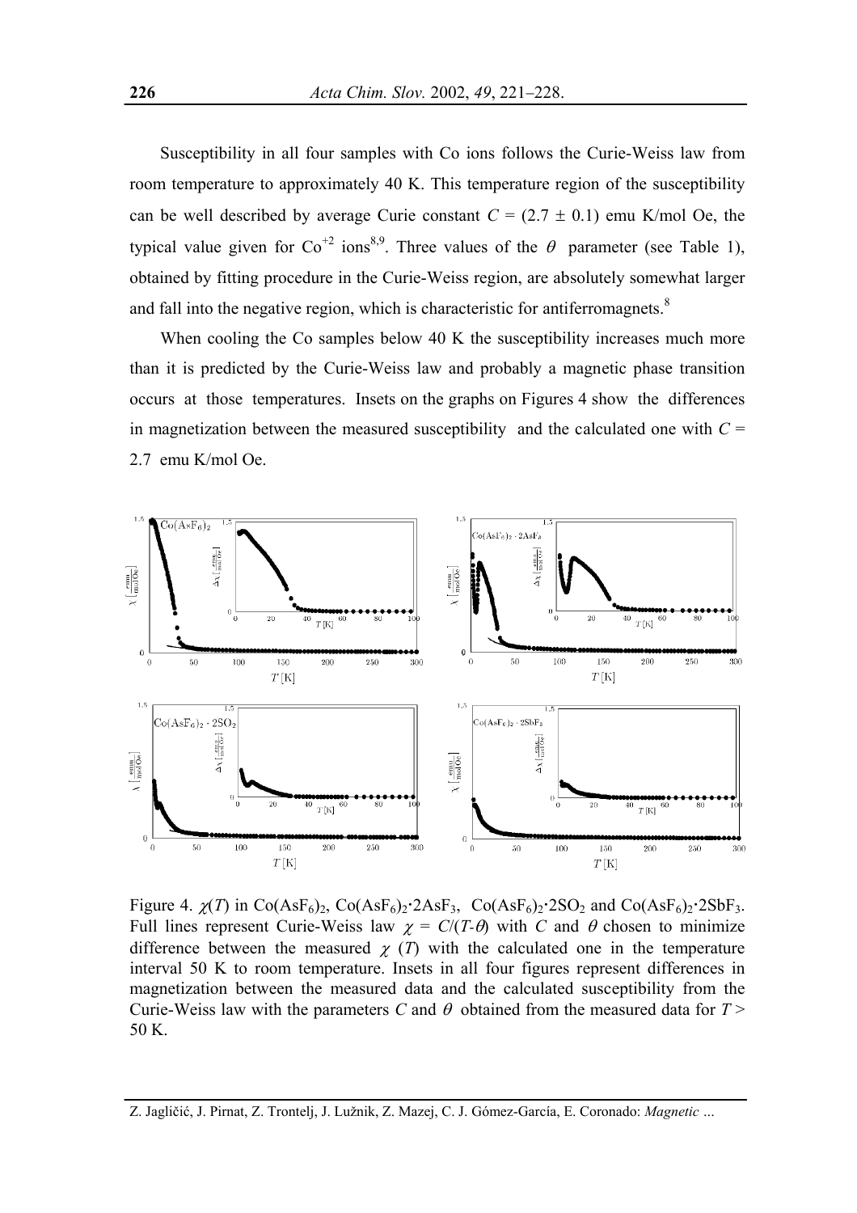Susceptibility in all four samples with Co ions follows the Curie-Weiss law from room temperature to approximately 40 K. This temperature region of the susceptibility can be well described by average Curie constant $C = (2.7 \pm 0.1)$ emu K/mol Oe, the typical value given for $Co^{+2}$ ions[8,9]. Three values of the $\theta$ parameter (see Table 1), obtained by fitting procedure in the Curie-Weiss region, are absolutely somewhat larger and fall into the negative region, which is characteristic for antiferromagnets.[8]

When cooling the Co samples below 40 K the susceptibility increases much more than it is predicted by the Curie-Weiss law and probably a magnetic phase transition occurs at those temperatures. Insets on the graphs on Figures 4 show the differences in magnetization between the measured susceptibility and the calculated one with $C$ = 2.7 emu K/mol Oe.

Figure 4. $\chi(T)$ in $Co(AsF_6)_2$, $Co(AsF_6)_2{\cdot}2AsF_3$, $Co(AsF_6)_2{\cdot}2SO_2$ and $Co(AsF_6)_2{\cdot}2SbF_3$. Full lines represent Curie-Weiss law $\chi = C/(T-\theta)$ with $C$ and $\theta$ chosen to minimize difference between the measured $\chi(T)$ with the calculated one in the temperature interval 50 K to room temperature. Insets in all four figures represent differences in magnetization between the measured data and the calculated susceptibility from the Curie-Weiss law with the parameters $C$ and $\theta$ obtained from the measured data for $T >$ 50 K.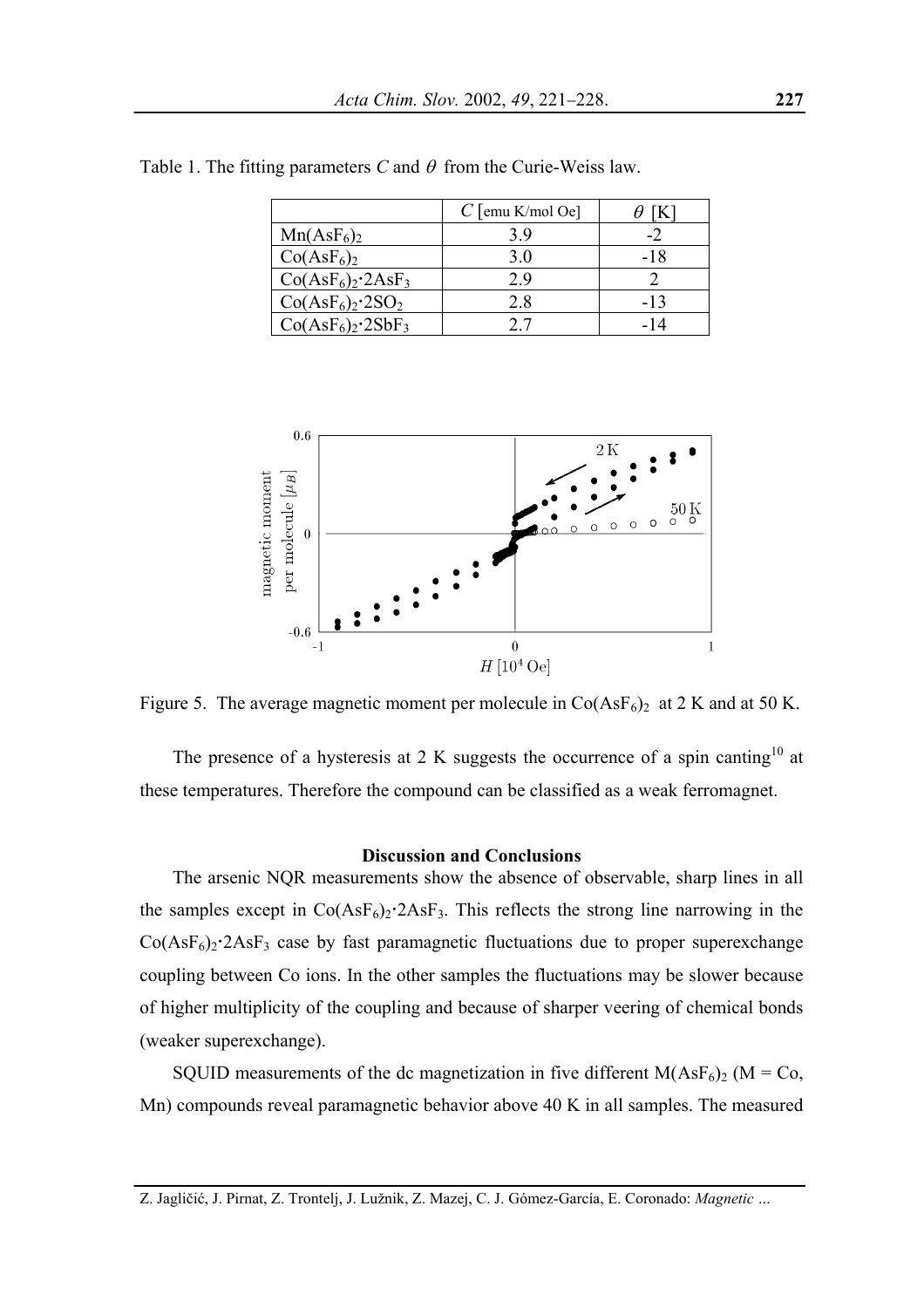Table 1. The fitting parameters $C$ and $\theta$ from the Curie-Weiss law.

| | $C$ [emu K/mol Oe] | $\theta$ [K] |
|---|---|---|
| $Mn(AsF_6)_2$ | 3.9 | -2 |
| $Co(AsF_6)_2$ | 3.0 | -18 |
| $Co(AsF_6)_2{\cdot}2AsF_3$ | 2.9 | 2 |
| $Co(AsF_6)_2{\cdot}2SO_2$ | 2.8 | -13 |
| $Co(AsF_6)_2{\cdot}2SbF_3$ | 2.7 | -14 |

Figure 5. The average magnetic moment per molecule in $Co(AsF_6)_2$ at 2 K and at 50 K.

The presence of a hysteresis at 2 K suggests the occurrence of a spin canting[10] at these temperatures. Therefore the compound can be classified as a weak ferromagnet.

## Discussion and Conclusions

The arsenic NQR measurements show the absence of observable, sharp lines in all the samples except in $Co(AsF_6)_2{\cdot}2AsF_3$. This reflects the strong line narrowing in the $Co(AsF_6)_2{\cdot}2AsF_3$ case by fast paramagnetic fluctuations due to proper superexchange coupling between Co ions. In the other samples the fluctuations may be slower because of higher multiplicity of the coupling and because of sharper veering of chemical bonds (weaker superexchange).

SQUID measurements of the dc magnetization in five different $M(AsF_6)_2$ (M = Co, Mn) compounds reveal paramagnetic behavior above 40 K in all samples. The measured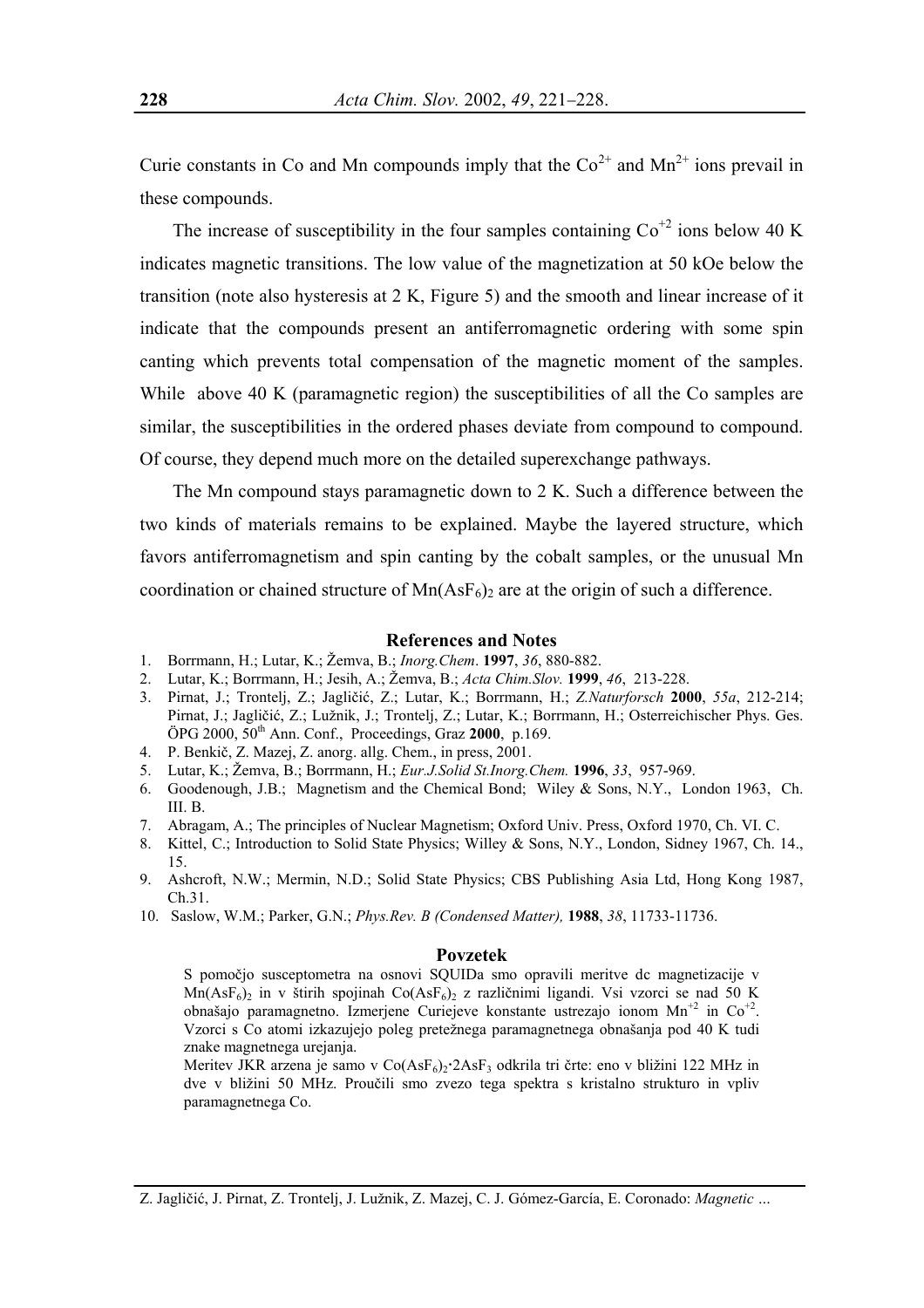Curie constants in Co and Mn compounds imply that the $Co^{2+}$ and $Mn^{2+}$ ions prevail in these compounds.

The increase of susceptibility in the four samples containing $Co^{+2}$ ions below 40 K indicates magnetic transitions. The low value of the magnetization at 50 kOe below the transition (note also hysteresis at 2 K, Figure 5) and the smooth and linear increase of it indicate that the compounds present an antiferromagnetic ordering with some spin canting which prevents total compensation of the magnetic moment of the samples. While above 40 K (paramagnetic region) the susceptibilities of all the Co samples are similar, the susceptibilities in the ordered phases deviate from compound to compound. Of course, they depend much more on the detailed superexchange pathways.

The Mn compound stays paramagnetic down to 2 K. Such a difference between the two kinds of materials remains to be explained. Maybe the layered structure, which favors antiferromagnetism and spin canting by the cobalt samples, or the unusual Mn coordination or chained structure of $Mn(AsF_6)_2$ are at the origin of such a difference.

## References and Notes

1. Borrmann, H.; Lutar, K.; Žemva, B.; *Inorg.Chem*. **1997**, *36*, 880-882.
2. Lutar, K.; Borrmann, H.; Jesih, A.; Žemva, B.; *Acta Chim.Slov.* **1999**, *46*, 213-228.
3. Pirnat, J.; Trontelj, Z.; Jagličić, Z.; Lutar, K.; Borrmann, H.; *Z.Naturforsch* **2000**, *55a*, 212-214; Pirnat, J.; Jagličić, Z.; Lužnik, J.; Trontelj, Z.; Lutar, K.; Borrmann, H.; Osterreichischer Phys. Ges. ÖPG 2000, 50th Ann. Conf., Proceedings, Graz **2000**, p.169.
4. P. Benkič, Z. Mazej, Z. anorg. allg. Chem., in press, 2001.
5. Lutar, K.; Žemva, B.; Borrmann, H.; *Eur.J.Solid St.Inorg.Chem.* **1996**, *33*, 957-969.
6. Goodenough, J.B.; Magnetism and the Chemical Bond; Wiley & Sons, N.Y., London 1963, Ch. III. B.
7. Abragam, A.; The principles of Nuclear Magnetism; Oxford Univ. Press, Oxford 1970, Ch. VI. C.
8. Kittel, C.; Introduction to Solid State Physics; Willey & Sons, N.Y., London, Sidney 1967, Ch. 14., 15.
9. Ashcroft, N.W.; Mermin, N.D.; Solid State Physics; CBS Publishing Asia Ltd, Hong Kong 1987, Ch.31.
10. Saslow, W.M.; Parker, G.N.; *Phys.Rev. B (Condensed Matter),* **1988**, *38*, 11733-11736.

## Povzetek

S pomočjo susceptometra na osnovi SQUIDa smo opravili meritve dc magnetizacije v $Mn(AsF_6)_2$ in v štirih spojinah $Co(AsF_6)_2$ z različnimi ligandi. Vsi vzorci se nad 50 K obnašajo paramagnetno. Izmerjene Curiejeve konstante ustrezajo ionom $Mn^{+2}$ in $Co^{+2}$. Vzorci s Co atomi izkazujejo poleg pretežnega paramagnetnega obnašanja pod 40 K tudi znake magnetnega urejanja.

Meritev JKR arzena je samo v $Co(AsF_6)_2{\cdot}2AsF_3$ odkrila tri črte: eno v bližini 122 MHz in dve v bližini 50 MHz. Proučili smo zvezo tega spektra s kristalno strukturo in vpliv paramagnetnega Co.